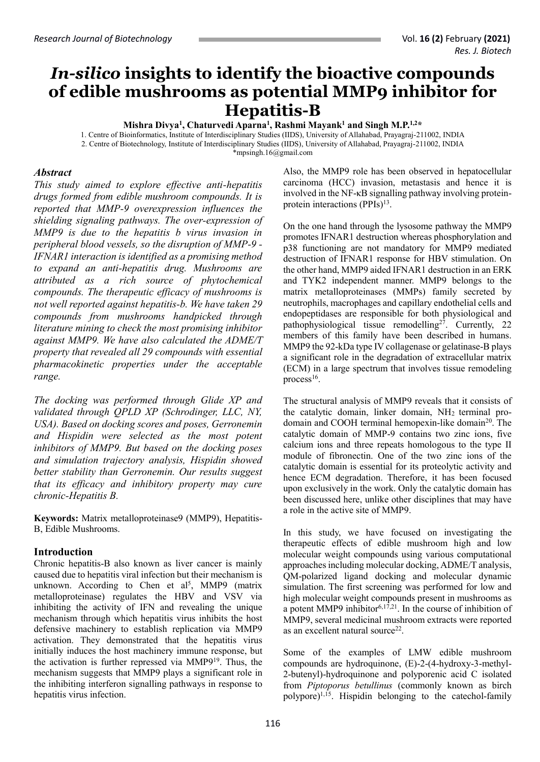# *In-silico* insights to identify the bioactive compounds of edible mushrooms as potential MMP9 inhibitor for Hepatitis-B

**Mishra Divya[1], Chaturvedi Aparna[1], Rashmi Mayank[1] and Singh M.P.[1,2]***

1. Centre of Bioinformatics, Institute of Interdisciplinary Studies (IIDS), University of Allahabad, Prayagraj-211002, INDIA
2. Centre of Biotechnology, Institute of Interdisciplinary Studies (IIDS), University of Allahabad, Prayagraj-211002, INDIA

*mpsingh.16@gmail.com

## *Abstract*

*This study aimed to explore effective anti-hepatitis drugs formed from edible mushroom compounds. It is reported that MMP-9 overexpression influences the shielding signaling pathways. The over-expression of MMP9 is due to the hepatitis b virus invasion in peripheral blood vessels, so the disruption of MMP-9 - IFNAR1 interaction is identified as a promising method to expand an anti-hepatitis drug. Mushrooms are attributed as a rich source of phytochemical compounds. The therapeutic efficacy of mushrooms is not well reported against hepatitis-b. We have taken 29 compounds from mushrooms handpicked through literature mining to check the most promising inhibitor against MMP9. We have also calculated the ADME/T property that revealed all 29 compounds with essential pharmacokinetic properties under the acceptable range.*

*The docking was performed through Glide XP and validated through QPLD XP (Schrodinger, LLC, NY, USA). Based on docking scores and poses, Gerronemin and Hispidin were selected as the most potent inhibitors of MMP9. But based on the docking poses and simulation trajectory analysis, Hispidin showed better stability than Gerronemin. Our results suggest that its efficacy and inhibitory property may cure chronic-Hepatitis B.*

**Keywords:** Matrix metalloproteinase9 (MMP9), Hepatitis-B, Edible Mushrooms.

## Introduction

Chronic hepatitis-B also known as liver cancer is mainly caused due to hepatitis viral infection but their mechanism is unknown. According to Chen et al[5], MMP9 (matrix metalloproteinase) regulates the HBV and VSV via inhibiting the activity of IFN and revealing the unique mechanism through which hepatitis virus inhibits the host defensive machinery to establish replication via MMP9 activation. They demonstrated that the hepatitis virus initially induces the host machinery immune response, but the activation is further repressed via MMP9[19]. Thus, the mechanism suggests that MMP9 plays a significant role in the inhibiting interferon signalling pathways in response to hepatitis virus infection.

Also, the MMP9 role has been observed in hepatocellular carcinoma (HCC) invasion, metastasis and hence it is involved in the NF-κB signalling pathway involving protein-protein interactions (PPIs)[13].

On the one hand through the lysosome pathway the MMP9 promotes IFNAR1 destruction whereas phosphorylation and p38 functioning are not mandatory for MMP9 mediated destruction of IFNAR1 response for HBV stimulation. On the other hand, MMP9 aided IFNAR1 destruction in an ERK and TYK2 independent manner. MMP9 belongs to the matrix metalloproteinases (MMPs) family secreted by neutrophils, macrophages and capillary endothelial cells and endopeptidases are responsible for both physiological and pathophysiological tissue remodelling[27]. Currently, 22 members of this family have been described in humans. MMP9 the 92-kDa type IV collagenase or gelatinase-B plays a significant role in the degradation of extracellular matrix (ECM) in a large spectrum that involves tissue remodeling process[16].

The structural analysis of MMP9 reveals that it consists of the catalytic domain, linker domain, $NH_2$ terminal pro-domain and COOH terminal hemopexin-like domain[20]. The catalytic domain of MMP-9 contains two zinc ions, five calcium ions and three repeats homologous to the type II module of fibronectin. One of the two zinc ions of the catalytic domain is essential for its proteolytic activity and hence ECM degradation. Therefore, it has been focused upon exclusively in the work. Only the catalytic domain has been discussed here, unlike other disciplines that may have a role in the active site of MMP9.

In this study, we have focused on investigating the therapeutic effects of edible mushroom high and low molecular weight compounds using various computational approaches including molecular docking, ADME/T analysis, QM-polarized ligand docking and molecular dynamic simulation. The first screening was performed for low and high molecular weight compounds present in mushrooms as a potent MMP9 inhibitor[6,17,21]. In the course of inhibition of MMP9, several medicinal mushroom extracts were reported as an excellent natural source[22].

Some of the examples of LMW edible mushroom compounds are hydroquinone, (E)-2-(4-hydroxy-3-methyl-2-butenyl)-hydroquinone and polyporenic acid C isolated from *Piptoporus betullinus* (commonly known as birch polypore)[1,15]. Hispidin belonging to the catechol-family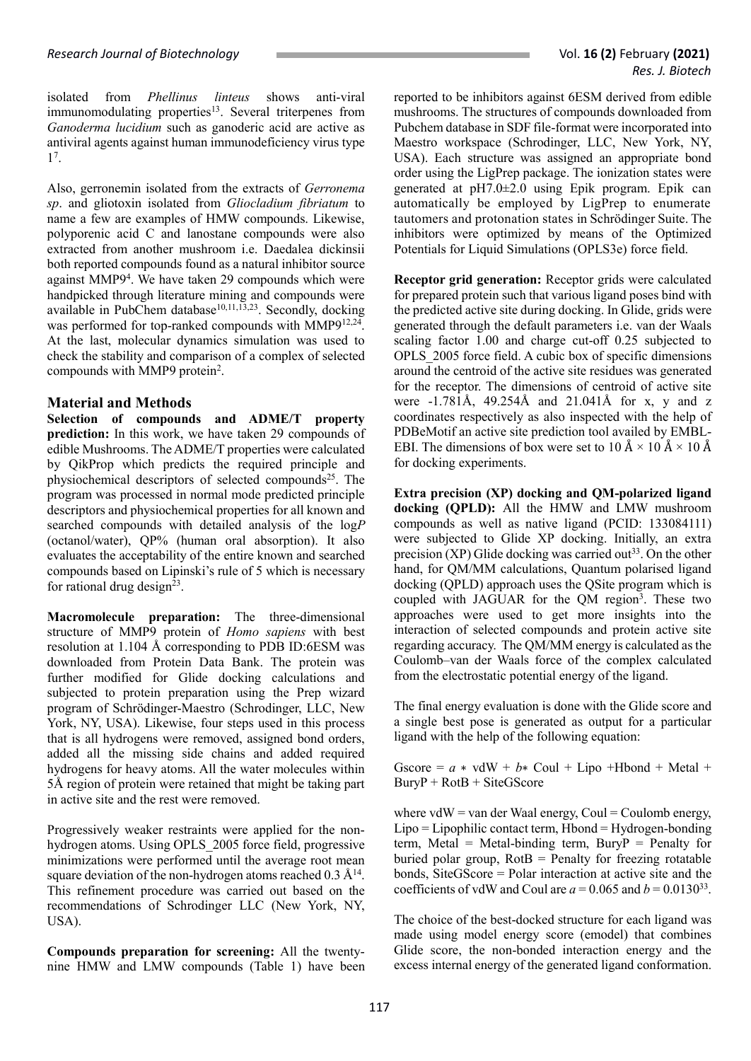isolated from *Phellinus linteus* shows anti-viral immunomodulating properties[13]. Several triterpenes from *Ganoderma lucidium* such as ganoderic acid are active as antiviral agents against human immunodeficiency virus type 1[7].

Also, gerronemin isolated from the extracts of *Gerronema sp*. and gliotoxin isolated from *Gliocladium fibriatum* to name a few are examples of HMW compounds. Likewise, polyporenic acid C and lanostane compounds were also extracted from another mushroom i.e. Daedalea dickinsii both reported compounds found as a natural inhibitor source against MMP9[4]. We have taken 29 compounds which were handpicked through literature mining and compounds were available in PubChem database[10,11,13,23]. Secondly, docking was performed for top-ranked compounds with MMP9[12,24]. At the last, molecular dynamics simulation was used to check the stability and comparison of a complex of selected compounds with MMP9 protein[2].

## Material and Methods

**Selection of compounds and ADME/T property prediction:** In this work, we have taken 29 compounds of edible Mushrooms. The ADME/T properties were calculated by QikProp which predicts the required principle and physiochemical descriptors of selected compounds[25]. The program was processed in normal mode predicted principle descriptors and physiochemical properties for all known and searched compounds with detailed analysis of the log*P* (octanol/water), QP% (human oral absorption). It also evaluates the acceptability of the entire known and searched compounds based on Lipinski's rule of 5 which is necessary for rational drug design[23].

**Macromolecule preparation:** The three-dimensional structure of MMP9 protein of *Homo sapiens* with best resolution at 1.104 Å corresponding to PDB ID:6ESM was downloaded from Protein Data Bank. The protein was further modified for Glide docking calculations and subjected to protein preparation using the Prep wizard program of Schrödinger-Maestro (Schrodinger, LLC, New York, NY, USA). Likewise, four steps used in this process that is all hydrogens were removed, assigned bond orders, added all the missing side chains and added required hydrogens for heavy atoms. All the water molecules within 5Å region of protein were retained that might be taking part in active site and the rest were removed.

Progressively weaker restraints were applied for the non-hydrogen atoms. Using OPLS_2005 force field, progressive minimizations were performed until the average root mean square deviation of the non-hydrogen atoms reached 0.3 Å[14]. This refinement procedure was carried out based on the recommendations of Schrodinger LLC (New York, NY, USA).

**Compounds preparation for screening:** All the twenty-nine HMW and LMW compounds (Table 1) have been reported to be inhibitors against 6ESM derived from edible mushrooms. The structures of compounds downloaded from Pubchem database in SDF file-format were incorporated into Maestro workspace (Schrodinger, LLC, New York, NY, USA). Each structure was assigned an appropriate bond order using the LigPrep package. The ionization states were generated at pH7.0±2.0 using Epik program. Epik can automatically be employed by LigPrep to enumerate tautomers and protonation states in Schrödinger Suite. The inhibitors were optimized by means of the Optimized Potentials for Liquid Simulations (OPLS3e) force field.

**Receptor grid generation:** Receptor grids were calculated for prepared protein such that various ligand poses bind with the predicted active site during docking. In Glide, grids were generated through the default parameters i.e. van der Waals scaling factor 1.00 and charge cut-off 0.25 subjected to OPLS_2005 force field. A cubic box of specific dimensions around the centroid of the active site residues was generated for the receptor. The dimensions of centroid of active site were -1.781Å, 49.254Å and 21.041Å for x, y and z coordinates respectively as also inspected with the help of PDBeMotif an active site prediction tool availed by EMBL-EBI. The dimensions of box were set to 10 Å × 10 Å × 10 Å for docking experiments.

**Extra precision (XP) docking and QM-polarized ligand docking (QPLD):** All the HMW and LMW mushroom compounds as well as native ligand (PCID: 133084111) were subjected to Glide XP docking. Initially, an extra precision (XP) Glide docking was carried out[33]. On the other hand, for QM/MM calculations, Quantum polarised ligand docking (QPLD) approach uses the QSite program which is coupled with JAGUAR for the QM region[3]. These two approaches were used to get more insights into the interaction of selected compounds and protein active site regarding accuracy. The QM/MM energy is calculated as the Coulomb–van der Waals force of the complex calculated from the electrostatic potential energy of the ligand.

The final energy evaluation is done with the Glide score and a single best pose is generated as output for a particular ligand with the help of the following equation:

$$\text{Gscore} = a * \text{vdW} + b * \text{Coul} + \text{Lipo} + \text{Hbond} + \text{Metal} + \text{BuryP} + \text{RotB} + \text{SiteGScore}$$

where vdW = van der Waal energy, Coul = Coulomb energy, Lipo = Lipophilic contact term, Hbond = Hydrogen-bonding term, Metal = Metal-binding term, BuryP = Penalty for buried polar group, RotB = Penalty for freezing rotatable bonds, SiteGScore = Polar interaction at active site and the coefficients of vdW and Coul are $a = 0.065$ and $b = 0.0130$[33].

The choice of the best-docked structure for each ligand was made using model energy score (emodel) that combines Glide score, the non-bonded interaction energy and the excess internal energy of the generated ligand conformation.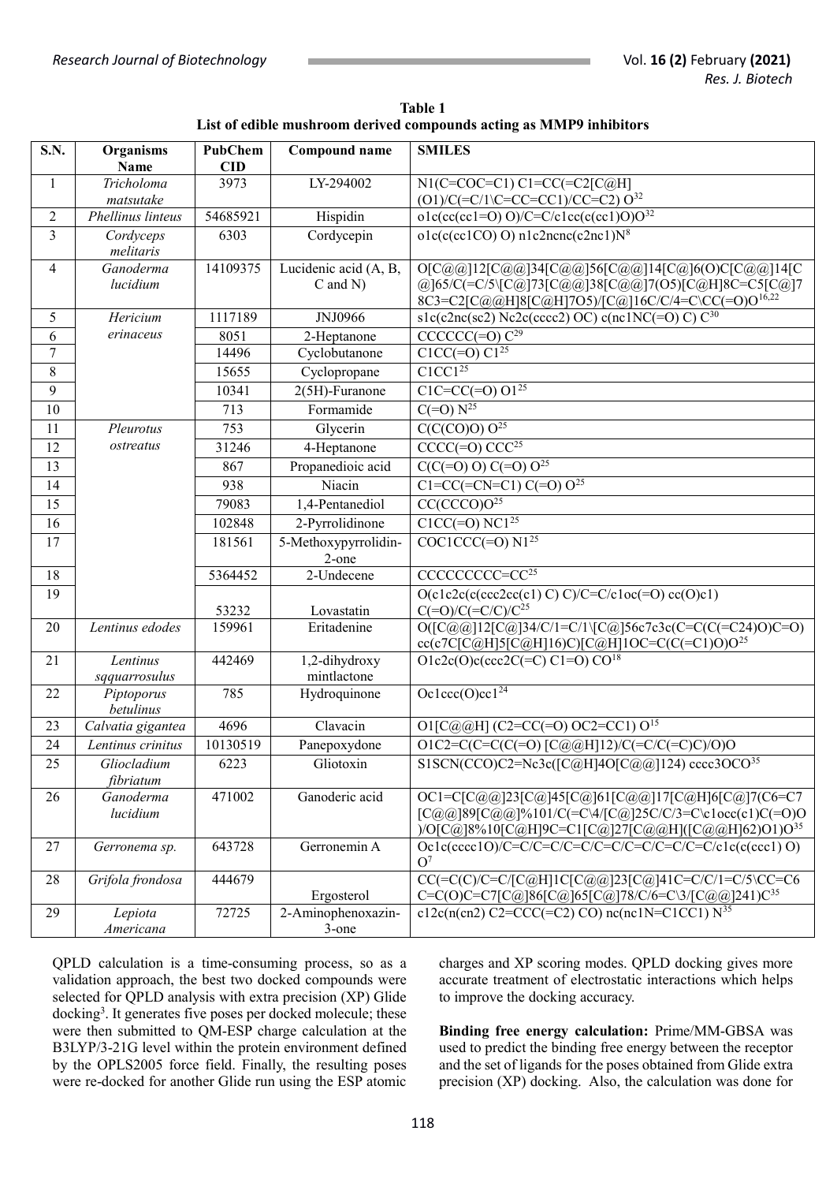**Table 1**
**List of edible mushroom derived compounds acting as MMP9 inhibitors**

| S.N. | Organisms Name | PubChem CID | Compound name | SMILES |
|---|---|---|---|---|
| 1 | *Tricholoma matsutake* | 3973 | LY-294002 | N1(C=COC=C1) C1=CC(=C2[C@H](O1)/C(=C/1\C=CC=CC1)/CC=C2) O[32] |
| 2 | *Phellinus linteus* | 54685921 | Hispidin | o1c(cc(cc1=O) O)/C=C/c1cc(c(cc1)O)O[32] |
| 3 | *Cordyceps melitaris* | 6303 | Cordycepin | o1c(c(cc1CO) O) n1c2ncnc(c2nc1)N[8] |
| 4 | *Ganoderma lucidum* | 14109375 | Lucidenic acid (A, B, C and N) | O[C@@]12[C@@]34[C@@]56[C@@]14[C@]6(O)C[C@@]14[C@]65/C(=C/5\[C@]73[C@@]38[C@@]7(O5)[C@H]8C=C5[C@]78C3=C2[C@@H]8[C@H]7O5)/[C@]16C/C/4=C\CC(=O)O[16,22] |
| 5 | *Hericium erinaceus* | 1117189 | JNJ0966 | s1c(c2nc(sc2) Nc2c(cccc2) OC) c(nc1NC(=O) C) C[30] |
| 6 | | 8051 | 2-Heptanone | CCCCCC(=O) C[29] |
| 7 | | 14496 | Cyclobutanone | C1CC(=O) C1[25] |
| 8 | | 15655 | Cyclopropane | C1CC1[25] |
| 9 | | 10341 | 2(5H)-Furanone | C1C=CC(=O) O1[25] |
| 10 | | 713 | Formamide | C(=O) N[25] |
| 11 | *Pleurotus ostreatus* | 753 | Glycerin | C(C(CO)O) O[25] |
| 12 | | 31246 | 4-Heptanone | CCCC(=O) CCC[25] |
| 13 | | 867 | Propanedioic acid | C(C(=O) O) C(=O) O[25] |
| 14 | | 938 | Niacin | C1=CC(=CN=C1) C(=O) O[25] |
| 15 | | 79083 | 1,4-Pentanediol | CC(CCCO)O[25] |
| 16 | | 102848 | 2-Pyrrolidinone | C1CC(=O) NC1[25] |
| 17 | | 181561 | 5-Methoxypyrrolidin-2-one | COC1CCC(=O) N1[25] |
| 18 | | 5364452 | 2-Undecene | CCCCCCCCC=CC[25] |
| 19 | | 53232 | Lovastatin | O(c1c2c(c(ccc2cc(c1) C) C)/C=C/c1oc(=O) cc(O)c1) C(=O)/C(=C/C)/C[25] |
| 20 | *Lentinus edodes* | 159961 | Eritadenine | O([C@@]12[C@]34/C/1=C/1\[C@]56c7c3c(C=C(C(=C24)O)C=O) cc(c7C[C@H]5[C@H]16)C)[C@H]1OC=C(C(=C1)O)O[25] |
| 21 | *Lentinus sqquarrosulus* | 442469 | 1,2-dihydroxy mintlactone | O1c2c(O)c(ccc2C(=C) C1=O) CO[18] |
| 22 | *Piptoporus betulinus* | 785 | Hydroquinone | Oc1ccc(O)cc1[24] |
| 23 | *Calvatia gigantea* | 4696 | Clavacin | O1[C@@H] (C2=CC(=O) OC2=CC1) O[15] |
| 24 | *Lentinus crinitus* | 10130519 | Panepoxydone | O1C2=C(C=C(C(=O) [C@@H]12)/C(=C/C(=C)C)/O)O |
| 25 | *Gliocladium fibriatum* | 6223 | Gliotoxin | S1SCN(CCO)C2=Nc3c([C@H]4O[C@@]124) cccc3OCO[35] |
| 26 | *Ganoderma lucidum* | 471002 | Ganoderic acid | OC1=C[C@@]23[C@]45[C@]61[C@@]17[C@H]6[C@]7(C6=C7[C@@]89[C@@]%101/C(=C\4/[C@]25C/C/3=C\c1occ(c1)C(=O)O)/O[C@]8%10[C@H]9C=C1[C@]27[C@@H]([C@@H]62)O1)O[35] |
| 27 | *Gerronema sp.* | 643728 | Gerronemin A | Oc1c(cccc1O)/C=C/C=C/C=C/C=C/C=C/C=C/C=C/c1c(c(ccc1) O) O[7] |
| 28 | *Grifola frondosa* | 444679 | Ergosterol | CC(=C(C)/C=C/[C@H]1C[C@@]23[C@]41C=C/C/1=C/5\CC=C6C=C(O)C=C7[C@]86[C@@]65[C@]78/C/6=C\3/[C@@]241)C[35] |
| 29 | *Lepiota Americana* | 72725 | 2-Aminophenoxazin-3-one | c12c(n(cn2) C2=CCC(=C2) CO) nc(nc1N=C1CC1) N[35] |

QPLD calculation is a time-consuming process, so as a validation approach, the best two docked compounds were selected for QPLD analysis with extra precision (XP) Glide docking[3]. It generates five poses per docked molecule; these were then submitted to QM-ESP charge calculation at the B3LYP/3-21G level within the protein environment defined by the OPLS2005 force field. Finally, the resulting poses were re-docked for another Glide run using the ESP atomic charges and XP scoring modes. QPLD docking gives more accurate treatment of electrostatic interactions which helps to improve the docking accuracy.

**Binding free energy calculation:** Prime/MM-GBSA was used to predict the binding free energy between the receptor and the set of ligands for the poses obtained from Glide extra precision (XP) docking. Also, the calculation was done for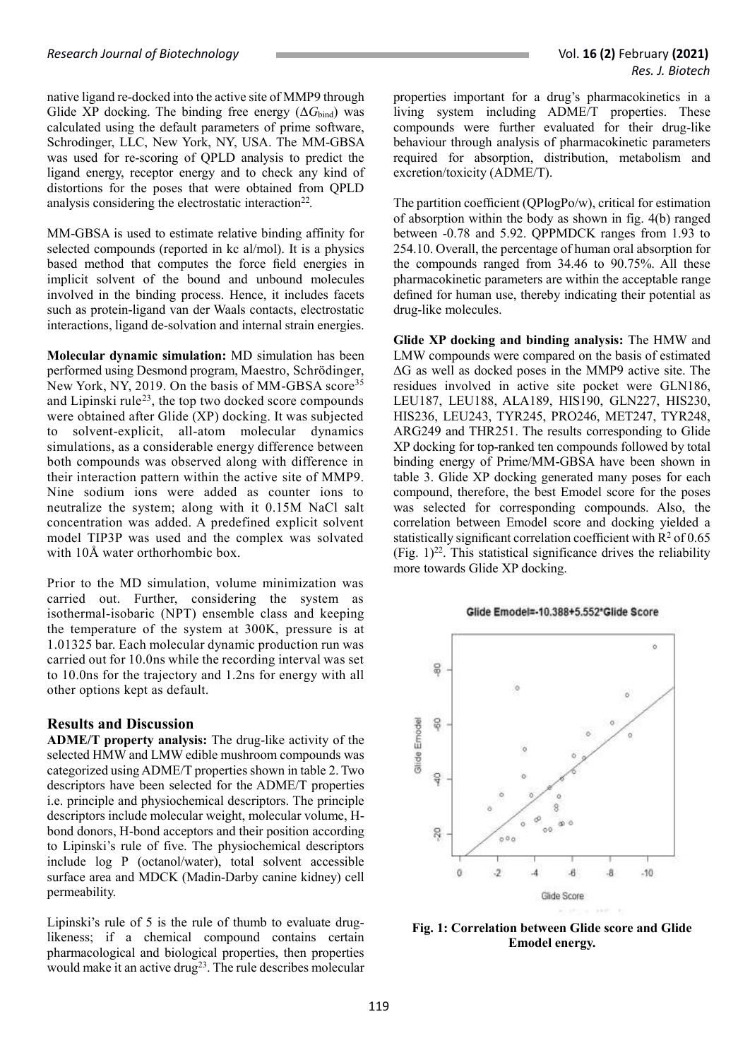native ligand re-docked into the active site of MMP9 through Glide XP docking. The binding free energy ($\Delta G_{bind}$) was calculated using the default parameters of prime software, Schrodinger, LLC, New York, NY, USA. The MM-GBSA was used for re-scoring of QPLD analysis to predict the ligand energy, receptor energy and to check any kind of distortions for the poses that were obtained from QPLD analysis considering the electrostatic interaction[22].

MM-GBSA is used to estimate relative binding affinity for selected compounds (reported in kc al/mol). It is a physics based method that computes the force field energies in implicit solvent of the bound and unbound molecules involved in the binding process. Hence, it includes facets such as protein-ligand van der Waals contacts, electrostatic interactions, ligand de-solvation and internal strain energies.

**Molecular dynamic simulation:** MD simulation has been performed using Desmond program, Maestro, Schrödinger, New York, NY, 2019. On the basis of MM-GBSA score[35] and Lipinski rule[23], the top two docked score compounds were obtained after Glide (XP) docking. It was subjected to solvent-explicit, all-atom molecular dynamics simulations, as a considerable energy difference between both compounds was observed along with difference in their interaction pattern within the active site of MMP9. Nine sodium ions were added as counter ions to neutralize the system; along with it 0.15M NaCl salt concentration was added. A predefined explicit solvent model TIP3P was used and the complex was solvated with 10Å water orthorhombic box.

Prior to the MD simulation, volume minimization was carried out. Further, considering the system as isothermal-isobaric (NPT) ensemble class and keeping the temperature of the system at 300K, pressure is at 1.01325 bar. Each molecular dynamic production run was carried out for 10.0ns while the recording interval was set to 10.0ns for the trajectory and 1.2ns for energy with all other options kept as default.

## Results and Discussion

**ADME/T property analysis:** The drug-like activity of the selected HMW and LMW edible mushroom compounds was categorized using ADME/T properties shown in table 2. Two descriptors have been selected for the ADME/T properties i.e. principle and physiochemical descriptors. The principle descriptors include molecular weight, molecular volume, H-bond donors, H-bond acceptors and their position according to Lipinski's rule of five. The physiochemical descriptors include log P (octanol/water), total solvent accessible surface area and MDCK (Madin-Darby canine kidney) cell permeability.

Lipinski's rule of 5 is the rule of thumb to evaluate drug-likeness; if a chemical compound contains certain pharmacological and biological properties, then properties would make it an active drug[23]. The rule describes molecular properties important for a drug's pharmacokinetics in a living system including ADME/T properties. These compounds were further evaluated for their drug-like behaviour through analysis of pharmacokinetic parameters required for absorption, distribution, metabolism and excretion/toxicity (ADME/T).

The partition coefficient (QPlogPo/w), critical for estimation of absorption within the body as shown in fig. 4(b) ranged between -0.78 and 5.92. QPPMDCK ranges from 1.93 to 254.10. Overall, the percentage of human oral absorption for the compounds ranged from 34.46 to 90.75%. All these pharmacokinetic parameters are within the acceptable range defined for human use, thereby indicating their potential as drug-like molecules.

**Glide XP docking and binding analysis:** The HMW and LMW compounds were compared on the basis of estimated ΔG as well as docked poses in the MMP9 active site. The residues involved in active site pocket were GLN186, LEU187, LEU188, ALA189, HIS190, GLN227, HIS230, HIS236, LEU243, TYR245, PRO246, MET247, TYR248, ARG249 and THR251. The results corresponding to Glide XP docking for top-ranked ten compounds followed by total binding energy of Prime/MM-GBSA have been shown in table 3. Glide XP docking generated many poses for each compound, therefore, the best Emodel score for the poses was selected for corresponding compounds. Also, the correlation between Emodel score and docking yielded a statistically significant correlation coefficient with $R^2$ of 0.65 (Fig. 1)[22]. This statistical significance drives the reliability more towards Glide XP docking.

Glide Emodel=-10.388+5.552*Glide Score

**Fig. 1: Correlation between Glide score and Glide Emodel energy.**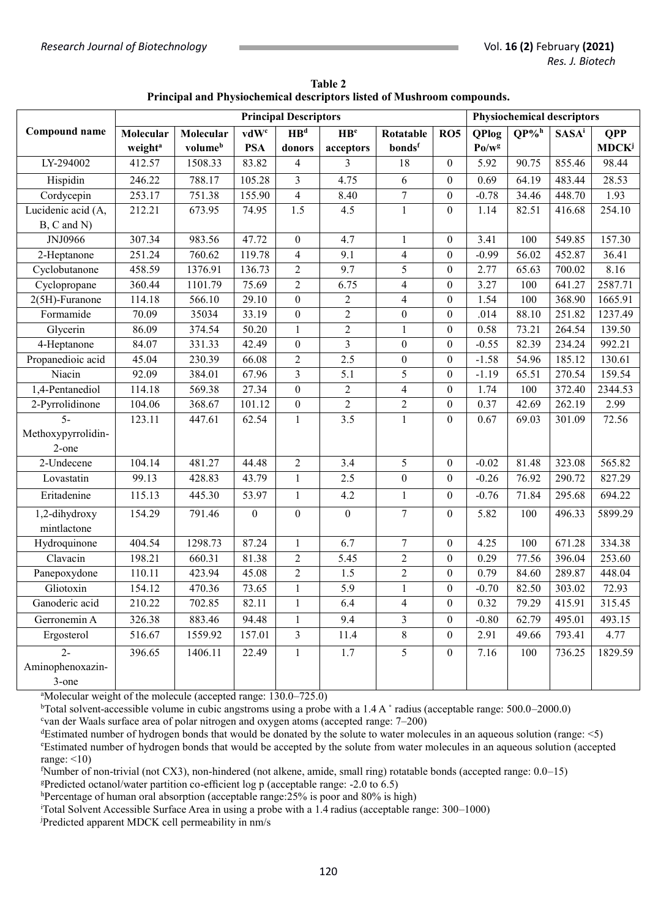**Table 2**
**Principal and Physiochemical descriptors listed of Mushroom compounds.**

| Compound name | Principal Descriptors | | | | | | | Physiochemical descriptors | | | |
|---|---|---|---|---|---|---|---|---|---|---|---|
| | Molecular weight[a] | Molecular volume[b] | vdW[c] PSA | HB[d] donors | HB[e] acceptors | Rotatable bonds[f] | RO5 | QPlog Po/w[g] | QP%[h] | SASA[i] | QPP MDCK[j] |
| LY-294002 | 412.57 | 1508.33 | 83.82 | 4 | 3 | 18 | 0 | 5.92 | 90.75 | 855.46 | 98.44 |
| Hispidin | 246.22 | 788.17 | 105.28 | 3 | 4.75 | 6 | 0 | 0.69 | 64.19 | 483.44 | 28.53 |
| Cordycepin | 253.17 | 751.38 | 155.90 | 4 | 8.40 | 7 | 0 | -0.78 | 34.46 | 448.70 | 1.93 |
| Lucidenic acid (A, B, C and N) | 212.21 | 673.95 | 74.95 | 1.5 | 4.5 | 1 | 0 | 1.14 | 82.51 | 416.68 | 254.10 |
| JNJ0966 | 307.34 | 983.56 | 47.72 | 0 | 4.7 | 1 | 0 | 3.41 | 100 | 549.85 | 157.30 |
| 2-Heptanone | 251.24 | 760.62 | 119.78 | 4 | 9.1 | 4 | 0 | -0.99 | 56.02 | 452.87 | 36.41 |
| Cyclobutanone | 458.59 | 1376.91 | 136.73 | 2 | 9.7 | 5 | 0 | 2.77 | 65.63 | 700.02 | 8.16 |
| Cyclopropane | 360.44 | 1101.79 | 75.69 | 2 | 6.75 | 4 | 0 | 3.27 | 100 | 641.27 | 2587.71 |
| 2(5H)-Furanone | 114.18 | 566.10 | 29.10 | 0 | 2 | 4 | 0 | 1.54 | 100 | 368.90 | 1665.91 |
| Formamide | 70.09 | 35034 | 33.19 | 0 | 2 | 0 | 0 | .014 | 88.10 | 251.82 | 1237.49 |
| Glycerin | 86.09 | 374.54 | 50.20 | 1 | 2 | 1 | 0 | 0.58 | 73.21 | 264.54 | 139.50 |
| 4-Heptanone | 84.07 | 331.33 | 42.49 | 0 | 3 | 0 | 0 | -0.55 | 82.39 | 234.24 | 992.21 |
| Propanedioic acid | 45.04 | 230.39 | 66.08 | 2 | 2.5 | 0 | 0 | -1.58 | 54.96 | 185.12 | 130.61 |
| Niacin | 92.09 | 384.01 | 67.96 | 3 | 5.1 | 5 | 0 | -1.19 | 65.51 | 270.54 | 159.54 |
| 1,4-Pentanediol | 114.18 | 569.38 | 27.34 | 0 | 2 | 4 | 0 | 1.74 | 100 | 372.40 | 2344.53 |
| 2-Pyrrolidinone | 104.06 | 368.67 | 101.12 | 0 | 2 | 2 | 0 | 0.37 | 42.69 | 262.19 | 2.99 |
| 5-Methoxypyrrolidin-2-one | 123.11 | 447.61 | 62.54 | 1 | 3.5 | 1 | 0 | 0.67 | 69.03 | 301.09 | 72.56 |
| 2-Undecene | 104.14 | 481.27 | 44.48 | 2 | 3.4 | 5 | 0 | -0.02 | 81.48 | 323.08 | 565.82 |
| Lovastatin | 99.13 | 428.83 | 43.79 | 1 | 2.5 | 0 | 0 | -0.26 | 76.92 | 290.72 | 827.29 |
| Eritadenine | 115.13 | 445.30 | 53.97 | 1 | 4.2 | 1 | 0 | -0.76 | 71.84 | 295.68 | 694.22 |
| 1,2-dihydroxy mintlactone | 154.29 | 791.46 | 0 | 0 | 0 | 7 | 0 | 5.82 | 100 | 496.33 | 5899.29 |
| Hydroquinone | 404.54 | 1298.73 | 87.24 | 1 | 6.7 | 7 | 0 | 4.25 | 100 | 671.28 | 334.38 |
| Clavacin | 198.21 | 660.31 | 81.38 | 2 | 5.45 | 2 | 0 | 0.29 | 77.56 | 396.04 | 253.60 |
| Panepoxydone | 110.11 | 423.94 | 45.08 | 2 | 1.5 | 2 | 0 | 0.79 | 84.60 | 289.87 | 448.04 |
| Gliotoxin | 154.12 | 470.36 | 73.65 | 1 | 5.9 | 1 | 0 | -0.70 | 82.50 | 303.02 | 72.93 |
| Ganoderic acid | 210.22 | 702.85 | 82.11 | 1 | 6.4 | 4 | 0 | 0.32 | 79.29 | 415.91 | 315.45 |
| Gerronemin A | 326.38 | 883.46 | 94.48 | 1 | 9.4 | 3 | 0 | -0.80 | 62.79 | 495.01 | 493.15 |
| Ergosterol | 516.67 | 1559.92 | 157.01 | 3 | 11.4 | 8 | 0 | 2.91 | 49.66 | 793.41 | 4.77 |
| 2-Aminophenoxazin-3-one | 396.65 | 1406.11 | 22.49 | 1 | 1.7 | 5 | 0 | 7.16 | 100 | 736.25 | 1829.59 |

[a]Molecular weight of the molecule (accepted range: 130.0–725.0)

[b]Total solvent-accessible volume in cubic angstroms using a probe with a 1.4 A ° radius (acceptable range: 500.0–2000.0)

[c]van der Waals surface area of polar nitrogen and oxygen atoms (accepted range: 7–200)

[d]Estimated number of hydrogen bonds that would be donated by the solute to water molecules in an aqueous solution (range: <5)

[e]Estimated number of hydrogen bonds that would be accepted by the solute from water molecules in an aqueous solution (accepted range: <10)

[f]Number of non-trivial (not CX3), non-hindered (not alkene, amide, small ring) rotatable bonds (accepted range: 0.0–15)

[g]Predicted octanol/water partition co-efficient log p (acceptable range: -2.0 to 6.5)

[h]Percentage of human oral absorption (acceptable range:25% is poor and 80% is high)

[i]Total Solvent Accessible Surface Area in using a probe with a 1.4 radius (acceptable range: 300–1000)

[j]Predicted apparent MDCK cell permeability in nm/s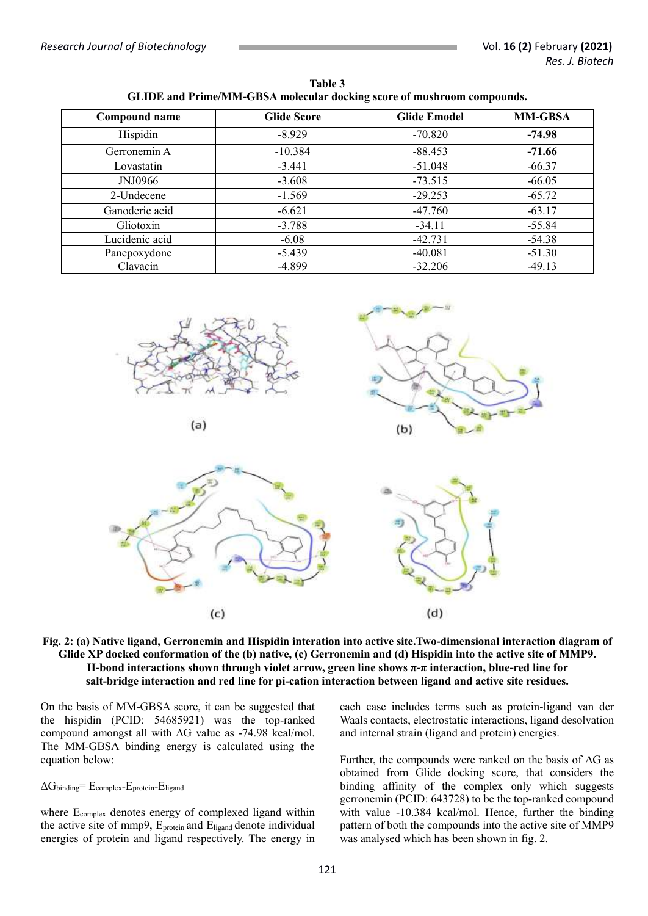**Table 3**
**GLIDE and Prime/MM-GBSA molecular docking score of mushroom compounds.**

| Compound name | Glide Score | Glide Emodel | MM-GBSA |
|---|---|---|---|
| Hispidin | -8.929 | -70.820 | **-74.98** |
| Gerronemin A | -10.384 | -88.453 | **-71.66** |
| Lovastatin | -3.441 | -51.048 | -66.37 |
| JNJ0966 | -3.608 | -73.515 | -66.05 |
| 2-Undecene | -1.569 | -29.253 | -65.72 |
| Ganoderic acid | -6.621 | -47.760 | -63.17 |
| Gliotoxin | -3.788 | -34.11 | -55.84 |
| Lucidenic acid | -6.08 | -42.731 | -54.38 |
| Panepoxydone | -5.439 | -40.081 | -51.30 |
| Clavacin | -4.899 | -32.206 | -49.13 |

**Fig. 2: (a) Native ligand, Gerronemin and Hispidin interation into active site.Two-dimensional interaction diagram of Glide XP docked conformation of the (b) native, (c) Gerronemin and (d) Hispidin into the active site of MMP9. H-bond interactions shown through violet arrow, green line shows π-π interaction, blue-red line for salt-bridge interaction and red line for pi-cation interaction between ligand and active site residues.**

On the basis of MM-GBSA score, it can be suggested that the hispidin (PCID: 54685921) was the top-ranked compound amongst all with ΔG value as -74.98 kcal/mol. The MM-GBSA binding energy is calculated using the equation below:

$$\Delta G_{binding} = E_{complex} - E_{protein} - E_{ligand}$$

where $E_{complex}$ denotes energy of complexed ligand within the active site of mmp9, $E_{protein}$ and $E_{ligand}$ denote individual energies of protein and ligand respectively. The energy in each case includes terms such as protein-ligand van der Waals contacts, electrostatic interactions, ligand desolvation and internal strain (ligand and protein) energies.

Further, the compounds were ranked on the basis of ΔG as obtained from Glide docking score, that considers the binding affinity of the complex only which suggests gerronemin (PCID: 643728) to be the top-ranked compound with value -10.384 kcal/mol. Hence, further the binding pattern of both the compounds into the active site of MMP9 was analysed which has been shown in fig. 2.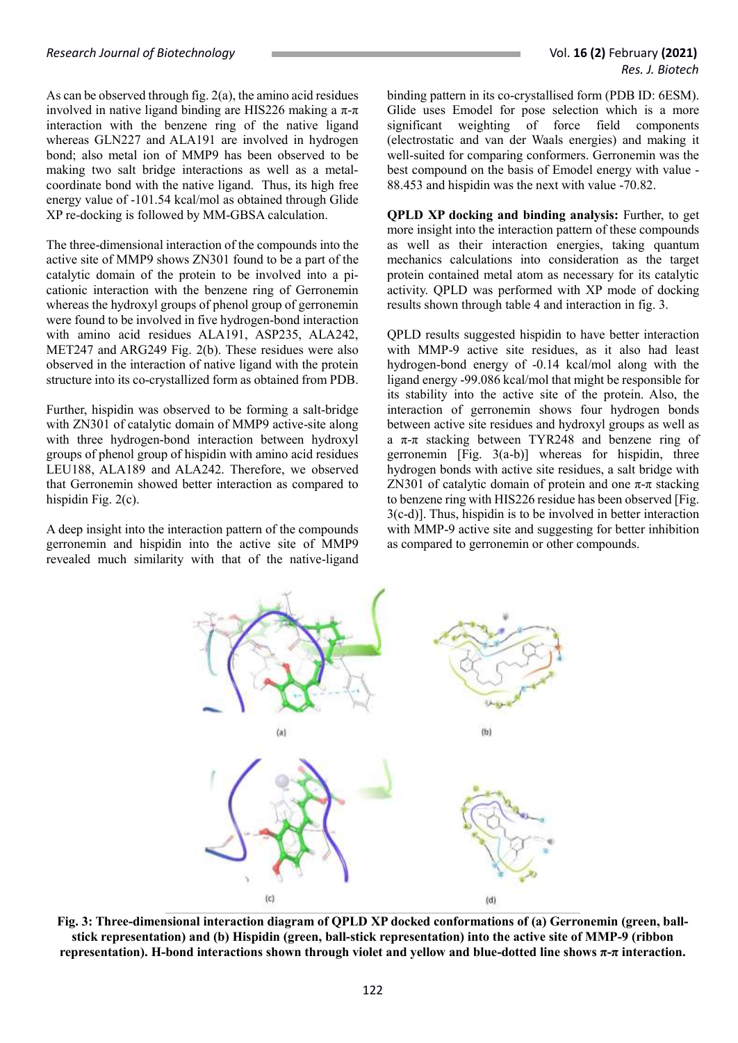As can be observed through fig. 2(a), the amino acid residues involved in native ligand binding are HIS226 making a π-π interaction with the benzene ring of the native ligand whereas GLN227 and ALA191 are involved in hydrogen bond; also metal ion of MMP9 has been observed to be making two salt bridge interactions as well as a metal-coordinate bond with the native ligand. Thus, its high free energy value of -101.54 kcal/mol as obtained through Glide XP re-docking is followed by MM-GBSA calculation.

The three-dimensional interaction of the compounds into the active site of MMP9 shows ZN301 found to be a part of the catalytic domain of the protein to be involved into a pi-cationic interaction with the benzene ring of Gerronemin whereas the hydroxyl groups of phenol group of gerronemin were found to be involved in five hydrogen-bond interaction with amino acid residues ALA191, ASP235, ALA242, MET247 and ARG249 Fig. 2(b). These residues were also observed in the interaction of native ligand with the protein structure into its co-crystallized form as obtained from PDB.

Further, hispidin was observed to be forming a salt-bridge with ZN301 of catalytic domain of MMP9 active-site along with three hydrogen-bond interaction between hydroxyl groups of phenol group of hispidin with amino acid residues LEU188, ALA189 and ALA242. Therefore, we observed that Gerronemin showed better interaction as compared to hispidin Fig. 2(c).

A deep insight into the interaction pattern of the compounds gerronemin and hispidin into the active site of MMP9 revealed much similarity with that of the native-ligand binding pattern in its co-crystallised form (PDB ID: 6ESM). Glide uses Emodel for pose selection which is a more significant weighting of force field components (electrostatic and van der Waals energies) and making it well-suited for comparing conformers. Gerronemin was the best compound on the basis of Emodel energy with value -88.453 and hispidin was the next with value -70.82.

**QPLD XP docking and binding analysis:** Further, to get more insight into the interaction pattern of these compounds as well as their interaction energies, taking quantum mechanics calculations into consideration as the target protein contained metal atom as necessary for its catalytic activity. QPLD was performed with XP mode of docking results shown through table 4 and interaction in fig. 3.

QPLD results suggested hispidin to have better interaction with MMP-9 active site residues, as it also had least hydrogen-bond energy of -0.14 kcal/mol along with the ligand energy -99.086 kcal/mol that might be responsible for its stability into the active site of the protein. Also, the interaction of gerronemin shows four hydrogen bonds between active site residues and hydroxyl groups as well as a π-π stacking between TYR248 and benzene ring of gerronemin [Fig. 3(a-b)] whereas for hispidin, three hydrogen bonds with active site residues, a salt bridge with ZN301 of catalytic domain of protein and one π-π stacking to benzene ring with HIS226 residue has been observed [Fig. 3(c-d)]. Thus, hispidin is to be involved in better interaction with MMP-9 active site and suggesting for better inhibition as compared to gerronemin or other compounds.

(a) (b)

(c) (d)

**Fig. 3: Three-dimensional interaction diagram of QPLD XP docked conformations of (a) Gerronemin (green, ball-stick representation) and (b) Hispidin (green, ball-stick representation) into the active site of MMP-9 (ribbon representation). H-bond interactions shown through violet and yellow and blue-dotted line shows π-π interaction.**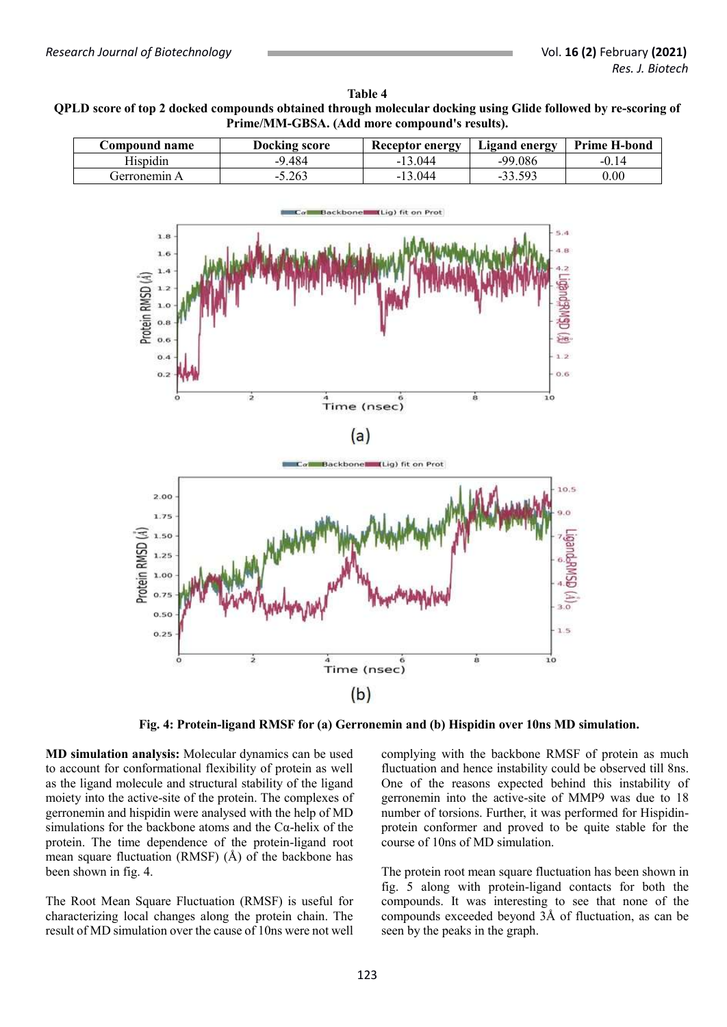**Table 4**
**QPLD score of top 2 docked compounds obtained through molecular docking using Glide followed by re-scoring of Prime/MM-GBSA. (Add more compound's results).**

| Compound name | Docking score | Receptor energy | Ligand energy | Prime H-bond |
|---|---|---|---|---|
| Hispidin | -9.484 | -13.044 | -99.086 | -0.14 |
| Gerronemin A | -5.263 | -13.044 | -33.593 | 0.00 |

**Fig. 4: Protein-ligand RMSF for (a) Gerronemin and (b) Hispidin over 10ns MD simulation.**

**MD simulation analysis:** Molecular dynamics can be used to account for conformational flexibility of protein as well as the ligand molecule and structural stability of the ligand moiety into the active-site of the protein. The complexes of gerronemin and hispidin were analysed with the help of MD simulations for the backbone atoms and the Cα-helix of the protein. The time dependence of the protein-ligand root mean square fluctuation (RMSF) (Å) of the backbone has been shown in fig. 4.

The Root Mean Square Fluctuation (RMSF) is useful for characterizing local changes along the protein chain. The result of MD simulation over the cause of 10ns were not well complying with the backbone RMSF of protein as much fluctuation and hence instability could be observed till 8ns. One of the reasons expected behind this instability of gerronemin into the active-site of MMP9 was due to 18 number of torsions. Further, it was performed for Hispidin-protein conformer and proved to be quite stable for the course of 10ns of MD simulation.

The protein root mean square fluctuation has been shown in fig. 5 along with protein-ligand contacts for both the compounds. It was interesting to see that none of the compounds exceeded beyond 3Å of fluctuation, as can be seen by the peaks in the graph.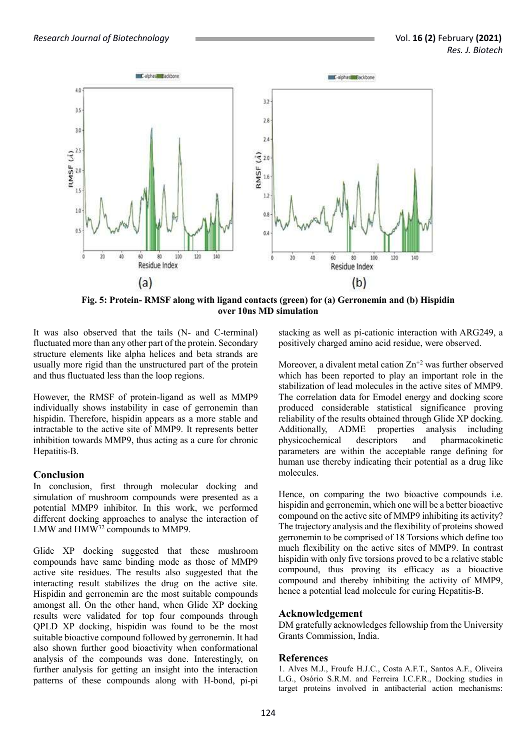Fig. 5: Protein- RMSF along with ligand contacts (green) for (a) Gerronemin and (b) Hispidin over 10ns MD simulation

It was also observed that the tails (N- and C-terminal) fluctuated more than any other part of the protein. Secondary structure elements like alpha helices and beta strands are usually more rigid than the unstructured part of the protein and thus fluctuated less than the loop regions.

However, the RMSF of protein-ligand as well as MMP9 individually shows instability in case of gerronemin than hispidin. Therefore, hispidin appears as a more stable and intractable to the active site of MMP9. It represents better inhibition towards MMP9, thus acting as a cure for chronic Hepatitis-B.

## Conclusion

In conclusion, first through molecular docking and simulation of mushroom compounds were presented as a potential MMP9 inhibitor. In this work, we performed different docking approaches to analyse the interaction of LMW and HMW[32] compounds to MMP9.

Glide XP docking suggested that these mushroom compounds have same binding mode as those of MMP9 active site residues. The results also suggested that the interacting result stabilizes the drug on the active site. Hispidin and gerronemin are the most suitable compounds amongst all. On the other hand, when Glide XP docking results were validated for top four compounds through QPLD XP docking, hispidin was found to be the most suitable bioactive compound followed by gerronemin. It had also shown further good bioactivity when conformational analysis of the compounds was done. Interestingly, on further analysis for getting an insight into the interaction patterns of these compounds along with H-bond, pi-pi stacking as well as pi-cationic interaction with ARG249, a positively charged amino acid residue, were observed.

Moreover, a divalent metal cation $Zn^{+2}$ was further observed which has been reported to play an important role in the stabilization of lead molecules in the active sites of MMP9. The correlation data for Emodel energy and docking score produced considerable statistical significance proving reliability of the results obtained through Glide XP docking. Additionally, ADME properties analysis including physicochemical descriptors and pharmacokinetic parameters are within the acceptable range defining for human use thereby indicating their potential as a drug like molecules.

Hence, on comparing the two bioactive compounds i.e. hispidin and gerronemin, which one will be a better bioactive compound on the active site of MMP9 inhibiting its activity? The trajectory analysis and the flexibility of proteins showed gerronemin to be comprised of 18 Torsions which define too much flexibility on the active sites of MMP9. In contrast hispidin with only five torsions proved to be a relative stable compound, thus proving its efficacy as a bioactive compound and thereby inhibiting the activity of MMP9, hence a potential lead molecule for curing Hepatitis-B.

## Acknowledgement

DM gratefully acknowledges fellowship from the University Grants Commission, India.

## References

1. Alves M.J., Froufe H.J.C., Costa A.F.T., Santos A.F., Oliveira L.G., Osório S.R.M. and Ferreira I.C.F.R., Docking studies in target proteins involved in antibacterial action mechanisms: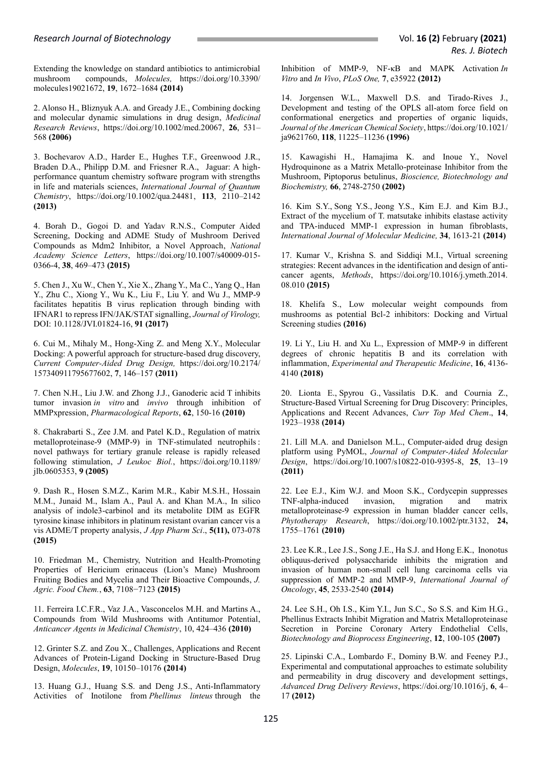Extending the knowledge on standard antibiotics to antimicrobial mushroom compounds, *Molecules,* https://doi.org/10.3390/molecules19021672, **19**, 1672–1684 **(2014)**

2. Alonso H., Bliznyuk A.A. and Gready J.E., Combining docking and molecular dynamic simulations in drug design, *Medicinal Research Reviews*, https://doi.org/10.1002/med.20067, **26**, 531–568 **(2006)**

3. Bochevarov A.D., Harder E., Hughes T.F., Greenwood J.R., Braden D.A., Philipp D.M. and Friesner R.A., Jaguar: A high-performance quantum chemistry software program with strengths in life and materials sciences, *International Journal of Quantum Chemistry*, https://doi.org/10.1002/qua.24481, **113**, 2110–2142 **(2013)**

4. Borah D., Gogoi D. and Yadav R.N.S., Computer Aided Screening, Docking and ADME Study of Mushroom Derived Compounds as Mdm2 Inhibitor, a Novel Approach, *National Academy Science Letters*, https://doi.org/10.1007/s40009-015-0366-4, **38**, 469–473 **(2015)**

5. Chen J., Xu W., Chen Y., Xie X., Zhang Y., Ma C., Yang Q., Han Y., Zhu C., Xiong Y., Wu K., Liu F., Liu Y. and Wu J., MMP-9 facilitates hepatitis B virus replication through binding with IFNAR1 to repress IFN/JAK/STAT signalling, *Journal of Virology,* DOI: 10.1128/JVI.01824-16, **91 (2017)**

6. Cui M., Mihaly M., Hong-Xing Z. and Meng X.Y., Molecular Docking: A powerful approach for structure-based drug discovery, *Current Computer-Aided Drug Design,* https://doi.org/10.2174/157340911795677602, **7**, 146–157 **(2011)**

7. Chen N.H., Liu J.W. and Zhong J.J., Ganoderic acid T inhibits tumor invasion *in vitro* and *invivo* through inhibition of MMPxpression, *Pharmacological Reports*, **62**, 150-16 **(2010)**

8. Chakrabarti S., Zee J.M. and Patel K.D., Regulation of matrix metalloproteinase-9 (MMP-9) in TNF-stimulated neutrophils : novel pathways for tertiary granule release is rapidly released following stimulation, *J Leukoc Biol.*, https://doi.org/10.1189/jlb.0605353, **9 (2005)**

9. Dash R., Hosen S.M.Z., Karim M.R., Kabir M.S.H., Hossain M.M., Junaid M., Islam A., Paul A. and Khan M.A., In silico analysis of indole3-carbinol and its metabolite DIM as EGFR tyrosine kinase inhibitors in platinum resistant ovarian cancer vis a vis ADME/T property analysis, *J App Pharm Sci*., **5(11),** 073-078 **(2015)**

10. Friedman M., Chemistry, Nutrition and Health-Promoting Properties of Hericium erinaceus (Lion's Mane) Mushroom Fruiting Bodies and Mycelia and Their Bioactive Compounds, *J. Agric. Food Chem.*, **63**, 7108−7123 **(2015)**

11. Ferreira I.C.F.R., Vaz J.A., Vasconcelos M.H. and Martins A., Compounds from Wild Mushrooms with Antitumor Potential, *Anticancer Agents in Medicinal Chemistry*, 10, 424–436 **(2010)**

12. Grinter S.Z. and Zou X., Challenges, Applications and Recent Advances of Protein-Ligand Docking in Structure-Based Drug Design, *Molecules*, **19**, 10150–10176 **(2014)**

13. Huang G.J., Huang S.S. and Deng J.S., Anti-Inflammatory Activities of Inotilone from *Phellinus linteus* through the Inhibition of MMP-9, NF-κB and MAPK Activation *In Vitro* and *In Vivo*, *PLoS One,* **7**, e35922 **(2012)**

14. Jorgensen W.L., Maxwell D.S. and Tirado-Rives J., Development and testing of the OPLS all-atom force field on conformational energetics and properties of organic liquids, *Journal of the American Chemical Society*, https://doi.org/10.1021/ja9621760, **118**, 11225–11236 **(1996)**

15. Kawagishi H., Hamajima K. and Inoue Y., Novel Hydroquinone as a Matrix Metallo-proteinase Inhibitor from the Mushroom, Piptoporus betulinus, *Bioscience, Biotechnology and Biochemistry,* **66**, 2748-2750 **(2002)**

16. Kim S.Y., Song Y.S., Jeong Y.S., Kim E.J. and Kim B.J., Extract of the mycelium of T. matsutake inhibits elastase activity and TPA-induced MMP-1 expression in human fibroblasts, *International Journal of Molecular Medicine,* **34**, 1613-21 **(2014)**

17. Kumar V., Krishna S. and Siddiqi M.I., Virtual screening strategies: Recent advances in the identification and design of anti-cancer agents, *Methods*, https://doi.org/10.1016/j.ymeth.2014.08.010 **(2015)**

18. Khelifa S., Low molecular weight compounds from mushrooms as potential Bcl-2 inhibitors: Docking and Virtual Screening studies **(2016)**

19. Li Y., Liu H. and Xu L., Expression of MMP-9 in different degrees of chronic hepatitis B and its correlation with inflammation, *Experimental and Therapeutic Medicine*, **16**, 4136-4140 **(2018)**

20. Lionta E., Spyrou G., Vassilatis D.K. and Cournia Z., Structure-Based Virtual Screening for Drug Discovery: Principles, Applications and Recent Advances, *Curr Top Med Chem*., **14**, 1923–1938 **(2014)**

21. Lill M.A. and Danielson M.L., Computer-aided drug design platform using PyMOL, *Journal of Computer-Aided Molecular Design*, https://doi.org/10.1007/s10822-010-9395-8, **25**, 13–19 **(2011)**

22. Lee E.J., Kim W.J. and Moon S.K., Cordycepin suppresses TNF-alpha-induced invasion, migration and matrix metalloproteinase-9 expression in human bladder cancer cells, *Phytotherapy Research*, https://doi.org/10.1002/ptr.3132, **24,** 1755–1761 **(2010)**

23. Lee K.R., Lee J.S., Song J.E., Ha S.J. and Hong E.K., Inonotus obliquus-derived polysaccharide inhibits the migration and invasion of human non-small cell lung carcinoma cells via suppression of MMP-2 and MMP-9, *International Journal of Oncology*, **45**, 2533-2540 **(2014)**

24. Lee S.H., Oh I.S., Kim Y.I., Jun S.C., So S.S. and Kim H.G., Phellinus Extracts Inhibit Migration and Matrix Metalloproteinase Secretion in Porcine Coronary Artery Endothelial Cells, *Biotechnology and Bioprocess Engineering*, **12**, 100-105 **(2007)**

25. Lipinski C.A., Lombardo F., Dominy B.W. and Feeney P.J., Experimental and computational approaches to estimate solubility and permeability in drug discovery and development settings, *Advanced Drug Delivery Reviews*, https://doi.org/10.1016/j, **6**, 4–17 **(2012)**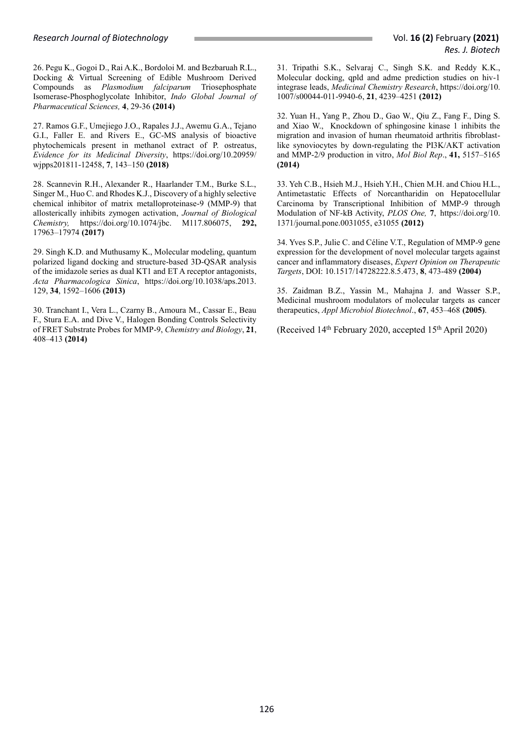26. Pegu K., Gogoi D., Rai A.K., Bordoloi M. and Bezbaruah R.L., Docking & Virtual Screening of Edible Mushroom Derived Compounds as *Plasmodium falciparum* Triosephosphate Isomerase-Phosphoglycolate Inhibitor, *Indo Global Journal of Pharmaceutical Sciences,* **4**, 29-36 **(2014)**

27. Ramos G.F., Umejiego J.O., Rapales J.J., Awemu G.A., Tejano G.I., Faller E. and Rivers E., GC-MS analysis of bioactive phytochemicals present in methanol extract of P. ostreatus, *Evidence for its Medicinal Diversity*, https://doi.org/10.20959/wjpps201811-12458, **7**, 143–150 **(2018)**

28. Scannevin R.H., Alexander R., Haarlander T.M., Burke S.L., Singer M., Huo C. and Rhodes K.J., Discovery of a highly selective chemical inhibitor of matrix metalloproteinase-9 (MMP-9) that allosterically inhibits zymogen activation, *Journal of Biological Chemistry,* https://doi.org/10.1074/jbc. M117.806075, **292,** 17963–17974 **(2017)**

29. Singh K.D. and Muthusamy K., Molecular modeling, quantum polarized ligand docking and structure-based 3D-QSAR analysis of the imidazole series as dual KT1 and ET A receptor antagonists, *Acta Pharmacologica Sinica*, https://doi.org/10.1038/aps.2013.129, **34**, 1592–1606 **(2013)**

30. Tranchant I., Vera L., Czarny B., Amoura M., Cassar E., Beau F., Stura E.A. and Dive V., Halogen Bonding Controls Selectivity of FRET Substrate Probes for MMP-9, *Chemistry and Biology*, **21**, 408–413 **(2014)**

31. Tripathi S.K., Selvaraj C., Singh S.K. and Reddy K.K., Molecular docking, qpld and adme prediction studies on hiv-1 integrase leads, *Medicinal Chemistry Research*, https://doi.org/10.1007/s00044-011-9940-6, **21**, 4239–4251 **(2012)**

32. Yuan H., Yang P., Zhou D., Gao W., Qiu Z., Fang F., Ding S. and Xiao W., Knockdown of sphingosine kinase 1 inhibits the migration and invasion of human rheumatoid arthritis fibroblast-like synoviocytes by down-regulating the PI3K/AKT activation and MMP-2/9 production in vitro, *Mol Biol Rep*., **41,** 5157–5165 **(2014)**

33. Yeh C.B., Hsieh M.J., Hsieh Y.H., Chien M.H. and Chiou H.L., Antimetastatic Effects of Norcantharidin on Hepatocellular Carcinoma by Transcriptional Inhibition of MMP-9 through Modulation of NF-kB Activity, *PLOS One,* **7**, https://doi.org/10.1371/journal.pone.0031055, e31055 **(2012)**

34. Yves S.P., Julie C. and Céline V.T., Regulation of MMP-9 gene expression for the development of novel molecular targets against cancer and inflammatory diseases, *Expert Opinion on Therapeutic Targets*, DOI: 10.1517/14728222.8.5.473, **8**, 473-489 **(2004)**

35. Zaidman B.Z., Yassin M., Mahajna J. and Wasser S.P., Medicinal mushroom modulators of molecular targets as cancer therapeutics, *Appl Microbiol Biotechnol*., **67**, 453–468 **(2005)**.

(Received 14th February 2020, accepted 15th April 2020)